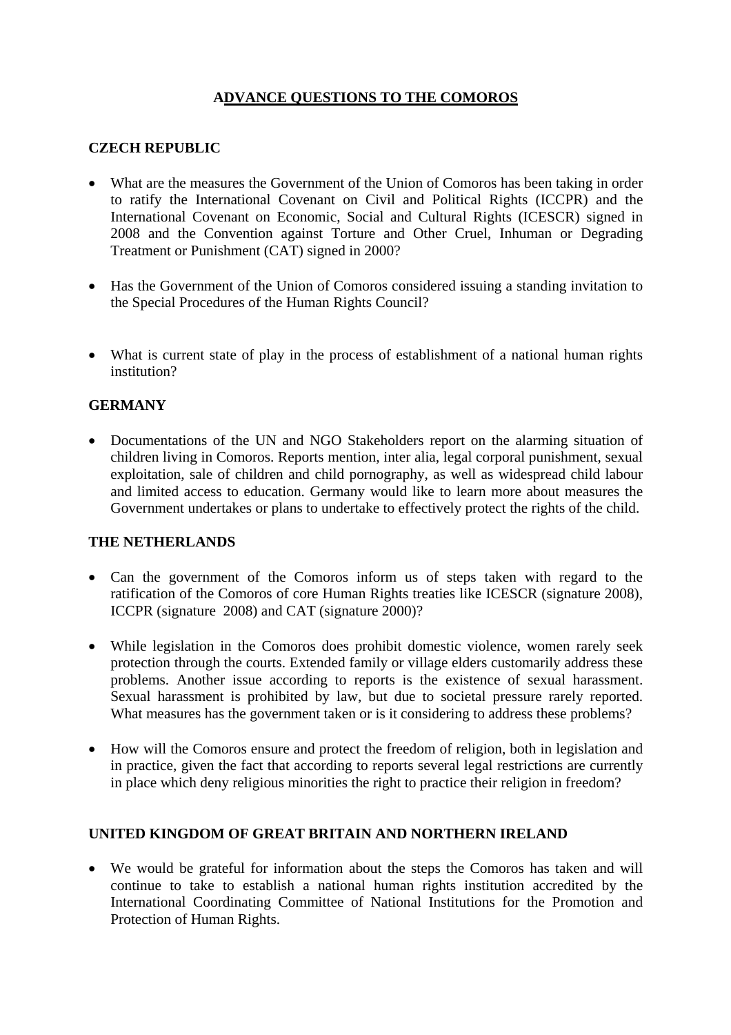# ADVANCE QUESTIONS TO THE COMOROS

## CZECH REPUBLIC

- What are the measures the Government of the Union of Comoros has been taking in order to ratify the International Covenant on Civil and Political Rights (ICCPR) and the International Covenant on Economic, Social and Cultural Rights (ICESCR) signed in 2008 and the Convention against Torture and Other Cruel, Inhuman or Degrading Treatment or Punishment (CAT) signed in 2000?

- Has the Government of the Union of Comoros considered issuing a standing invitation to the Special Procedures of the Human Rights Council?

- What is current state of play in the process of establishment of a national human rights institution?

## GERMANY

- Documentations of the UN and NGO Stakeholders report on the alarming situation of children living in Comoros. Reports mention, inter alia, legal corporal punishment, sexual exploitation, sale of children and child pornography, as well as widespread child labour and limited access to education. Germany would like to learn more about measures the Government undertakes or plans to undertake to effectively protect the rights of the child.

## THE NETHERLANDS

- Can the government of the Comoros inform us of steps taken with regard to the ratification of the Comoros of core Human Rights treaties like ICESCR (signature 2008), ICCPR (signature 2008) and CAT (signature 2000)?

- While legislation in the Comoros does prohibit domestic violence, women rarely seek protection through the courts. Extended family or village elders customarily address these problems. Another issue according to reports is the existence of sexual harassment. Sexual harassment is prohibited by law, but due to societal pressure rarely reported. What measures has the government taken or is it considering to address these problems?

- How will the Comoros ensure and protect the freedom of religion, both in legislation and in practice, given the fact that according to reports several legal restrictions are currently in place which deny religious minorities the right to practice their religion in freedom?

## UNITED KINGDOM OF GREAT BRITAIN AND NORTHERN IRELAND

- We would be grateful for information about the steps the Comoros has taken and will continue to take to establish a national human rights institution accredited by the International Coordinating Committee of National Institutions for the Promotion and Protection of Human Rights.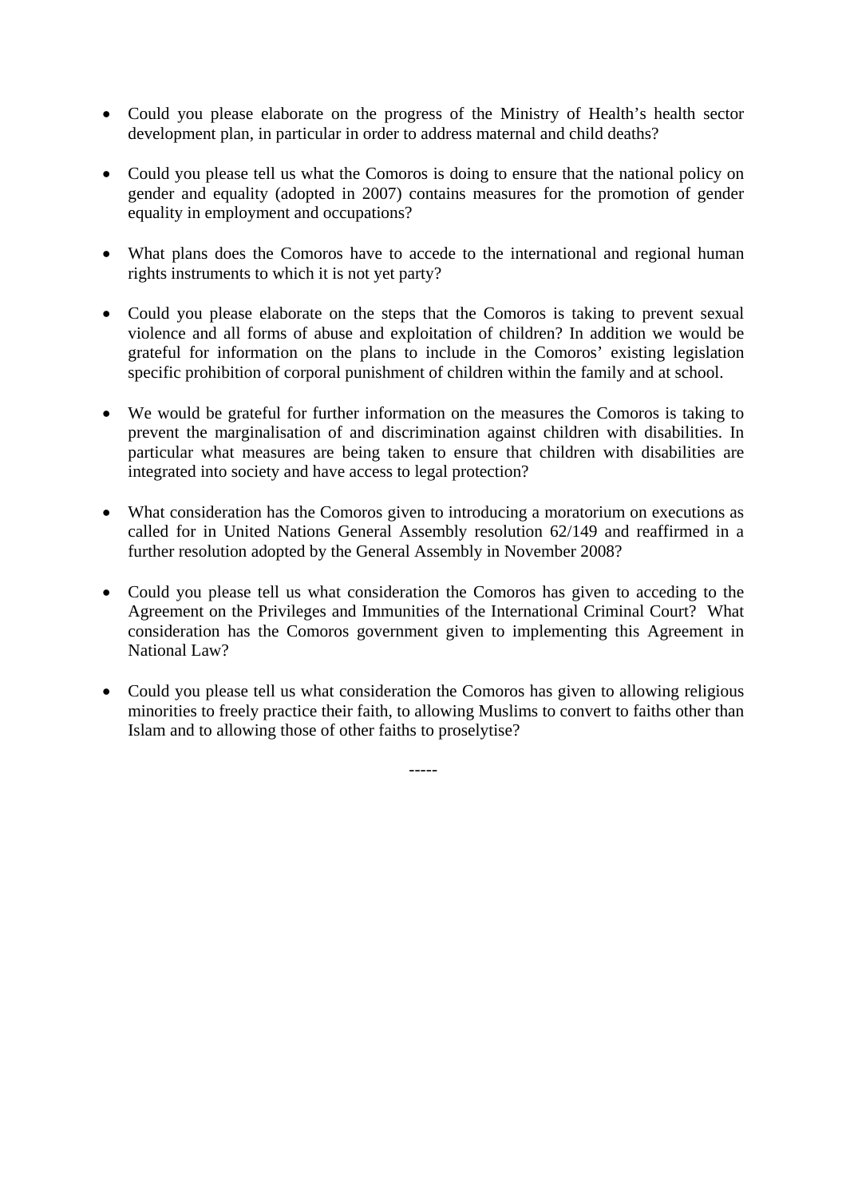- Could you please elaborate on the progress of the Ministry of Health's health sector development plan, in particular in order to address maternal and child deaths?

- Could you please tell us what the Comoros is doing to ensure that the national policy on gender and equality (adopted in 2007) contains measures for the promotion of gender equality in employment and occupations?

- What plans does the Comoros have to accede to the international and regional human rights instruments to which it is not yet party?

- Could you please elaborate on the steps that the Comoros is taking to prevent sexual violence and all forms of abuse and exploitation of children? In addition we would be grateful for information on the plans to include in the Comoros' existing legislation specific prohibition of corporal punishment of children within the family and at school.

- We would be grateful for further information on the measures the Comoros is taking to prevent the marginalisation of and discrimination against children with disabilities. In particular what measures are being taken to ensure that children with disabilities are integrated into society and have access to legal protection?

- What consideration has the Comoros given to introducing a moratorium on executions as called for in United Nations General Assembly resolution 62/149 and reaffirmed in a further resolution adopted by the General Assembly in November 2008?

- Could you please tell us what consideration the Comoros has given to acceding to the Agreement on the Privileges and Immunities of the International Criminal Court? What consideration has the Comoros government given to implementing this Agreement in National Law?

- Could you please tell us what consideration the Comoros has given to allowing religious minorities to freely practice their faith, to allowing Muslims to convert to faiths other than Islam and to allowing those of other faiths to proselytise?

-----